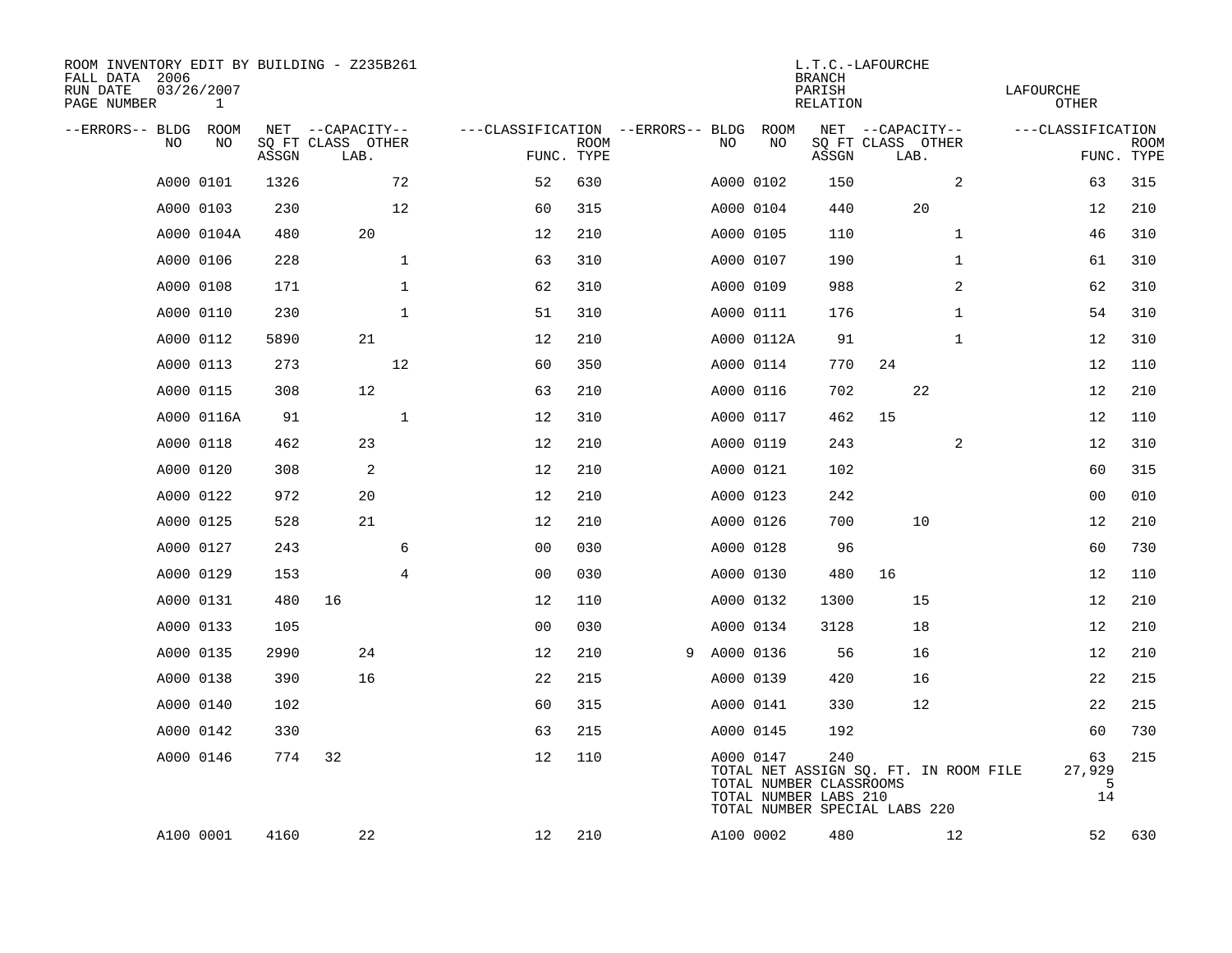ROOM INVENTORY EDIT BY BUILDING - Z235B261
FALL DATA 2006
RUN DATE 03/26/2007
PAGE NUMBER 1

L.T.C.-LAFOURCHE
BRANCH
PARISH LAFOURCHE
RELATION OTHER

| --ERRORS-- | BLDG NO | ROOM NO | NET SQ FT ASSGN | CAPACITY CLASS | CAPACITY LAB. | CAPACITY OTHER | CLASSIFICATION FUNC. | ROOM TYPE | --ERRORS-- | BLDG NO | ROOM NO | NET SQ FT ASSGN | CAPACITY CLASS | CAPACITY LAB. | CAPACITY OTHER | CLASSIFICATION FUNC. | ROOM TYPE |
|---|---|---|---|---|---|---|---|---|---|---|---|---|---|---|---|---|---|
| | A000 | 0101 | 1326 | | | 72 | 52 | 630 | | A000 | 0102 | 150 | | | 2 | 63 | 315 |
| | A000 | 0103 | 230 | | | 12 | 60 | 315 | | A000 | 0104 | 440 | | 20 | | 12 | 210 |
| | A000 | 0104A | 480 | | 20 | | 12 | 210 | | A000 | 0105 | 110 | | | 1 | 46 | 310 |
| | A000 | 0106 | 228 | | | 1 | 63 | 310 | | A000 | 0107 | 190 | | | 1 | 61 | 310 |
| | A000 | 0108 | 171 | | | 1 | 62 | 310 | | A000 | 0109 | 988 | | | 2 | 62 | 310 |
| | A000 | 0110 | 230 | | | 1 | 51 | 310 | | A000 | 0111 | 176 | | | 1 | 54 | 310 |
| | A000 | 0112 | 5890 | | 21 | | 12 | 210 | | A000 | 0112A | 91 | | | 1 | 12 | 310 |
| | A000 | 0113 | 273 | | | 12 | 60 | 350 | | A000 | 0114 | 770 | 24 | | | 12 | 110 |
| | A000 | 0115 | 308 | | 12 | | 63 | 210 | | A000 | 0116 | 702 | | 22 | | 12 | 210 |
| | A000 | 0116A | 91 | | | 1 | 12 | 310 | | A000 | 0117 | 462 | 15 | | | 12 | 110 |
| | A000 | 0118 | 462 | | 23 | | 12 | 210 | | A000 | 0119 | 243 | | | 2 | 12 | 310 |
| | A000 | 0120 | 308 | | 2 | | 12 | 210 | | A000 | 0121 | 102 | | | | 60 | 315 |
| | A000 | 0122 | 972 | | 20 | | 12 | 210 | | A000 | 0123 | 242 | | | | 00 | 010 |
| | A000 | 0125 | 528 | | 21 | | 12 | 210 | | A000 | 0126 | 700 | | 10 | | 12 | 210 |
| | A000 | 0127 | 243 | | | 6 | 00 | 030 | | A000 | 0128 | 96 | | | | 60 | 730 |
| | A000 | 0129 | 153 | | | 4 | 00 | 030 | | A000 | 0130 | 480 | 16 | | | 12 | 110 |
| | A000 | 0131 | 480 | 16 | | | 12 | 110 | | A000 | 0132 | 1300 | | 15 | | 12 | 210 |
| | A000 | 0133 | 105 | | | | 00 | 030 | | A000 | 0134 | 3128 | | 18 | | 12 | 210 |
| | A000 | 0135 | 2990 | | 24 | | 12 | 210 | 9 | A000 | 0136 | 56 | | 16 | | 12 | 210 |
| | A000 | 0138 | 390 | | 16 | | 22 | 215 | | A000 | 0139 | 420 | | 16 | | 22 | 215 |
| | A000 | 0140 | 102 | | | | 60 | 315 | | A000 | 0141 | 330 | | 12 | | 22 | 215 |
| | A000 | 0142 | 330 | | | | 63 | 215 | | A000 | 0145 | 192 | | | | 60 | 730 |
| | A000 | 0146 | 774 | 32 | | | 12 | 110 | | A000 | 0147 | 240 | | | | 63 | 215 |
| | A100 | 0001 | 4160 | | 22 | | 12 | 210 | | A100 | 0002 | 480 | | | 12 | 52 | 630 |

TOTAL NET ASSIGN SQ. FT. IN ROOM FILE 27,929
TOTAL NUMBER CLASSROOMS 5
TOTAL NUMBER LABS 210 14
TOTAL NUMBER SPECIAL LABS 220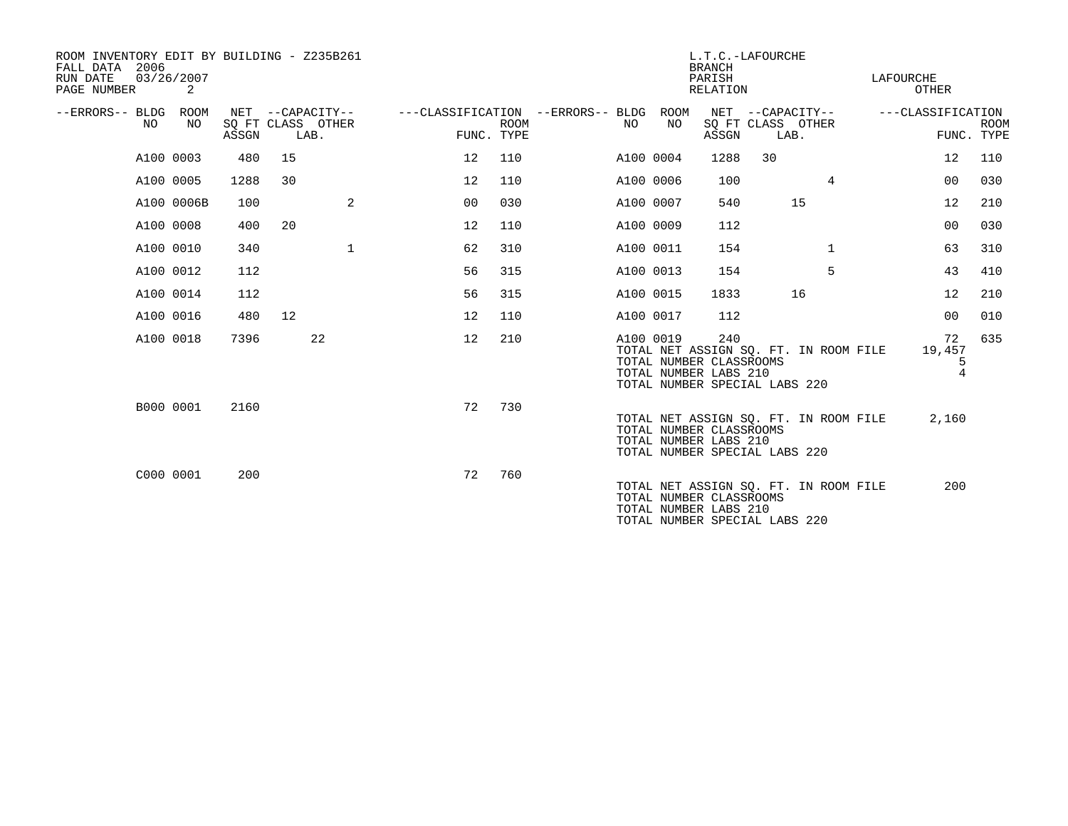ROOM INVENTORY EDIT BY BUILDING - Z235B261
FALL DATA 2006
RUN DATE 03/26/2007

L.T.C.-LAFOURCHE
BRANCH
PARISH LAFOURCHE
RELATION OTHER

| --ERRORS-- | BLDG NO | ROOM NO | NET SQ FT ASSGN | CAPACITY CLASS | CAPACITY LAB. | CAPACITY OTHER | CLASSIFICATION FUNC. | CLASSIFICATION ROOM TYPE |
|---|---|---|---|---|---|---|---|---|
| | A100 | 0003 | 480 | 15 | | | 12 | 110 |
| | A100 | 0004 | 1288 | 30 | | | 12 | 110 |
| | A100 | 0005 | 1288 | 30 | | | 12 | 110 |
| | A100 | 0006 | 100 | | | 4 | 00 | 030 |
| | A100 | 0006B | 100 | | | 2 | 00 | 030 |
| | A100 | 0007 | 540 | | 15 | | 12 | 210 |
| | A100 | 0008 | 400 | 20 | | | 12 | 110 |
| | A100 | 0009 | 112 | | | | 00 | 030 |
| | A100 | 0010 | 340 | | | 1 | 62 | 310 |
| | A100 | 0011 | 154 | | | 1 | 63 | 310 |
| | A100 | 0012 | 112 | | | | 56 | 315 |
| | A100 | 0013 | 154 | | | 5 | 43 | 410 |
| | A100 | 0014 | 112 | | | | 56 | 315 |
| | A100 | 0015 | 1833 | | 16 | | 12 | 210 |
| | A100 | 0016 | 480 | 12 | | | 12 | 110 |
| | A100 | 0017 | 112 | | | | 00 | 010 |
| | A100 | 0018 | 7396 | | 22 | | 12 | 210 |
| | A100 | 0019 | 240 | | | | 72 | 635 |

TOTAL NET ASSIGN SQ. FT. IN ROOM FILE 19,457
TOTAL NUMBER CLASSROOMS 5
TOTAL NUMBER LABS 210 4
TOTAL NUMBER SPECIAL LABS 220

| --ERRORS-- | BLDG NO | ROOM NO | NET SQ FT ASSGN | CAPACITY CLASS | CAPACITY LAB. | CAPACITY OTHER | CLASSIFICATION FUNC. | CLASSIFICATION ROOM TYPE |
|---|---|---|---|---|---|---|---|---|
| | B000 | 0001 | 2160 | | | | 72 | 730 |

TOTAL NET ASSIGN SQ. FT. IN ROOM FILE 2,160
TOTAL NUMBER CLASSROOMS
TOTAL NUMBER LABS 210
TOTAL NUMBER SPECIAL LABS 220

| --ERRORS-- | BLDG NO | ROOM NO | NET SQ FT ASSGN | CAPACITY CLASS | CAPACITY LAB. | CAPACITY OTHER | CLASSIFICATION FUNC. | CLASSIFICATION ROOM TYPE |
|---|---|---|---|---|---|---|---|---|
| | C000 | 0001 | 200 | | | | 72 | 760 |

TOTAL NET ASSIGN SQ. FT. IN ROOM FILE 200
TOTAL NUMBER CLASSROOMS
TOTAL NUMBER LABS 210
TOTAL NUMBER SPECIAL LABS 220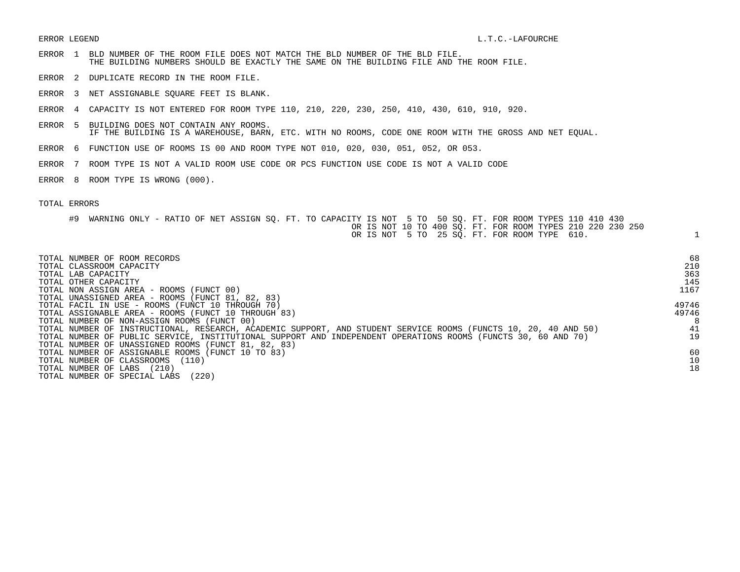ERROR LEGEND L.T.C.-LAFOURCHE

ERROR 1 BLD NUMBER OF THE ROOM FILE DOES NOT MATCH THE BLD NUMBER OF THE BLD FILE.
THE BUILDING NUMBERS SHOULD BE EXACTLY THE SAME ON THE BUILDING FILE AND THE ROOM FILE.

ERROR 2 DUPLICATE RECORD IN THE ROOM FILE.

ERROR 3 NET ASSIGNABLE SQUARE FEET IS BLANK.

ERROR 4 CAPACITY IS NOT ENTERED FOR ROOM TYPE 110, 210, 220, 230, 250, 410, 430, 610, 910, 920.

ERROR 5 BUILDING DOES NOT CONTAIN ANY ROOMS.
IF THE BUILDING IS A WAREHOUSE, BARN, ETC. WITH NO ROOMS, CODE ONE ROOM WITH THE GROSS AND NET EQUAL.

ERROR 6 FUNCTION USE OF ROOMS IS 00 AND ROOM TYPE NOT 010, 020, 030, 051, 052, OR 053.

ERROR 7 ROOM TYPE IS NOT A VALID ROOM USE CODE OR PCS FUNCTION USE CODE IS NOT A VALID CODE

ERROR 8 ROOM TYPE IS WRONG (000).

TOTAL ERRORS

| | |
|---|---|
| #9 WARNING ONLY - RATIO OF NET ASSIGN SQ. FT. TO CAPACITY IS NOT 5 TO 50 SQ. FT. FOR ROOM TYPES 110 410 430 OR IS NOT 10 TO 400 SQ. FT. FOR ROOM TYPES 210 220 230 250 OR IS NOT 5 TO 25 SQ. FT. FOR ROOM TYPE 610. | 1 |

| | |
|---|---|
| TOTAL NUMBER OF ROOM RECORDS | 68 |
| TOTAL CLASSROOM CAPACITY | 210 |
| TOTAL LAB CAPACITY | 363 |
| TOTAL OTHER CAPACITY | 145 |
| TOTAL NON ASSIGN AREA - ROOMS (FUNCT 00) | 1167 |
| TOTAL UNASSIGNED AREA - ROOMS (FUNCT 81, 82, 83) | |
| TOTAL FACIL IN USE - ROOMS (FUNCT 10 THROUGH 70) | 49746 |
| TOTAL ASSIGNABLE AREA - ROOMS (FUNCT 10 THROUGH 83) | 49746 |
| TOTAL NUMBER OF NON-ASSIGN ROOMS (FUNCT 00) | 8 |
| TOTAL NUMBER OF INSTRUCTIONAL, RESEARCH, ACADEMIC SUPPORT, AND STUDENT SERVICE ROOMS (FUNCTS 10, 20, 40 AND 50) | 41 |
| TOTAL NUMBER OF PUBLIC SERVICE, INSTITUTIONAL SUPPORT AND INDEPENDENT OPERATIONS ROOMS (FUNCTS 30, 60 AND 70) | 19 |
| TOTAL NUMBER OF UNASSIGNED ROOMS (FUNCT 81, 82, 83) | |
| TOTAL NUMBER OF ASSIGNABLE ROOMS (FUNCT 10 TO 83) | 60 |
| TOTAL NUMBER OF CLASSROOMS (110) | 10 |
| TOTAL NUMBER OF LABS (210) | 18 |
| TOTAL NUMBER OF SPECIAL LABS (220) | |